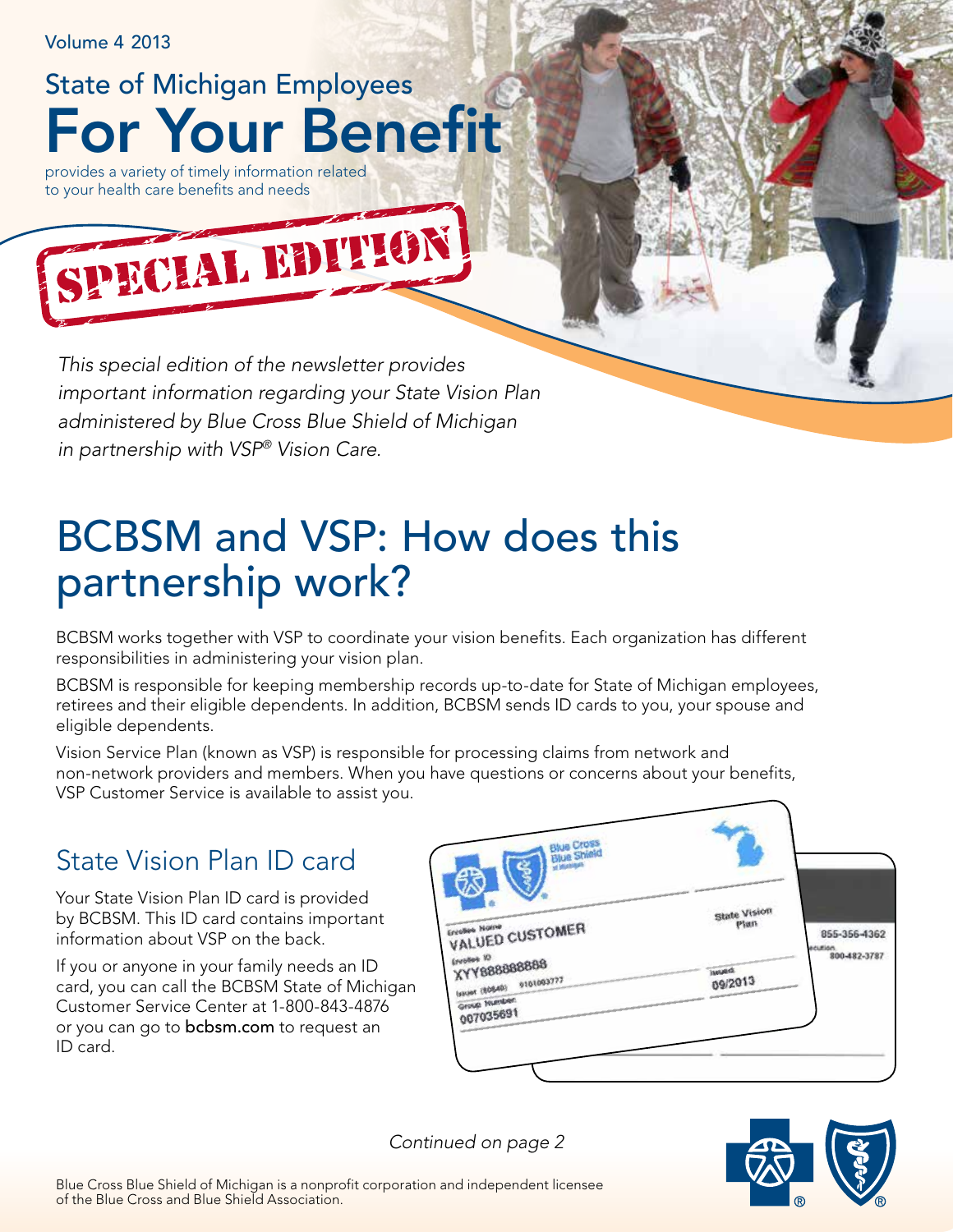Volume 4 2013

## State of Michigan Employees

# For Your Benefit

provides a variety of timely information related to your health care benefits and needs

SPECIAL EDITION

*This special edition of the newsletter provides important information regarding your State Vision Plan administered by Blue Cross Blue Shield of Michigan in partnership with VSP® Vision Care.*

# BCBSM and VSP: How does this partnership work?

BCBSM works together with VSP to coordinate your vision benefits. Each organization has different responsibilities in administering your vision plan.

BCBSM is responsible for keeping membership records up-to-date for State of Michigan employees, retirees and their eligible dependents. In addition, BCBSM sends ID cards to you, your spouse and eligible dependents.

Vision Service Plan (known as VSP) is responsible for processing claims from network and non-network providers and members. When you have questions or concerns about your benefits, VSP Customer Service is available to assist you.

## State Vision Plan ID card

Your State Vision Plan ID card is provided by BCBSM. This ID card contains important information about VSP on the back.

If you or anyone in your family needs an ID card, you can call the BCBSM State of Michigan Customer Service Center at 1-800-843-4876 or you can go to **bcbsm.com** to request an ID card.

*Continued on page 2*

Blue Cross Blue Shield of Michigan is a nonprofit corporation and independent licensee of the Blue Cross and Blue Shield Association.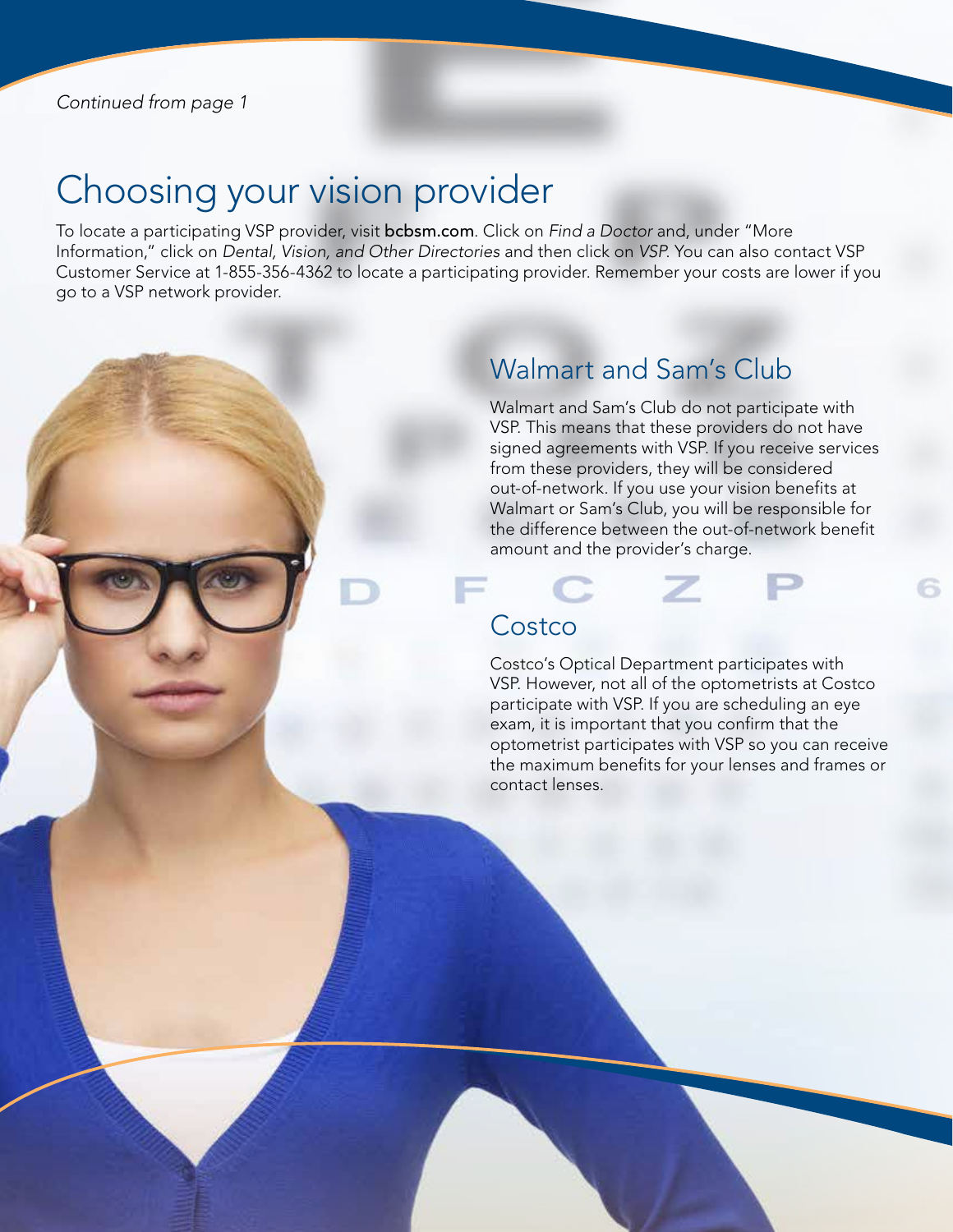*Continued from page 1*

# Choosing your vision provider

To locate a participating VSP provider, visit **bcbsm.com**. Click on *Find a Doctor* and, under "More Information," click on *Dental, Vision, and Other Directories* and then click on *VSP*. You can also contact VSP Customer Service at 1-855-356-4362 to locate a participating provider. Remember your costs are lower if you go to a VSP network provider.

## Walmart and Sam's Club

Walmart and Sam's Club do not participate with VSP. This means that these providers do not have signed agreements with VSP. If you receive services from these providers, they will be considered out-of-network. If you use your vision benefits at Walmart or Sam's Club, you will be responsible for the difference between the out-of-network benefit amount and the provider's charge.

## Costco

Costco's Optical Department participates with VSP. However, not all of the optometrists at Costco participate with VSP. If you are scheduling an eye exam, it is important that you confirm that the optometrist participates with VSP so you can receive the maximum benefits for your lenses and frames or contact lenses.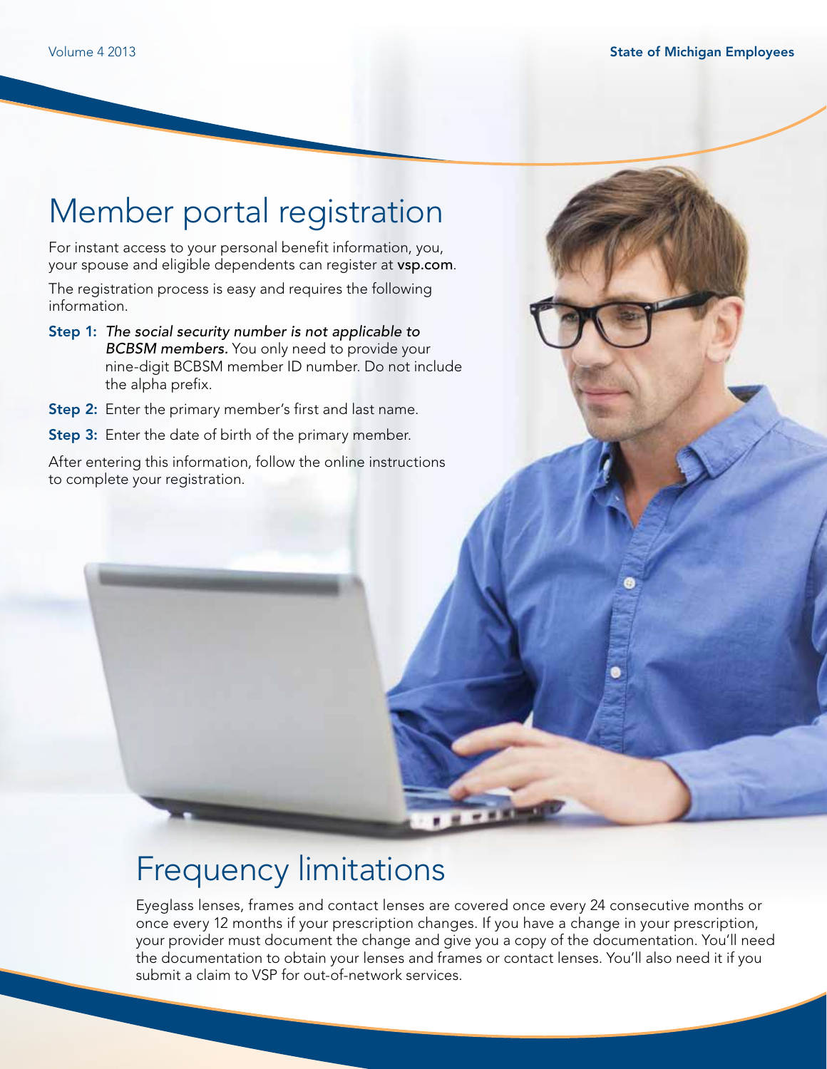# Member portal registration

For instant access to your personal benefit information, you, your spouse and eligible dependents can register at **vsp.com**.

The registration process is easy and requires the following information.

**Step 1:** ***The social security number is not applicable to BCBSM members.*** You only need to provide your nine-digit BCBSM member ID number. Do not include the alpha prefix.

**Step 2:** Enter the primary member's first and last name.

**Step 3:** Enter the date of birth of the primary member.

After entering this information, follow the online instructions to complete your registration.

# Frequency limitations

Eyeglass lenses, frames and contact lenses are covered once every 24 consecutive months or once every 12 months if your prescription changes. If you have a change in your prescription, your provider must document the change and give you a copy of the documentation. You'll need the documentation to obtain your lenses and frames or contact lenses. You'll also need it if you submit a claim to VSP for out-of-network services.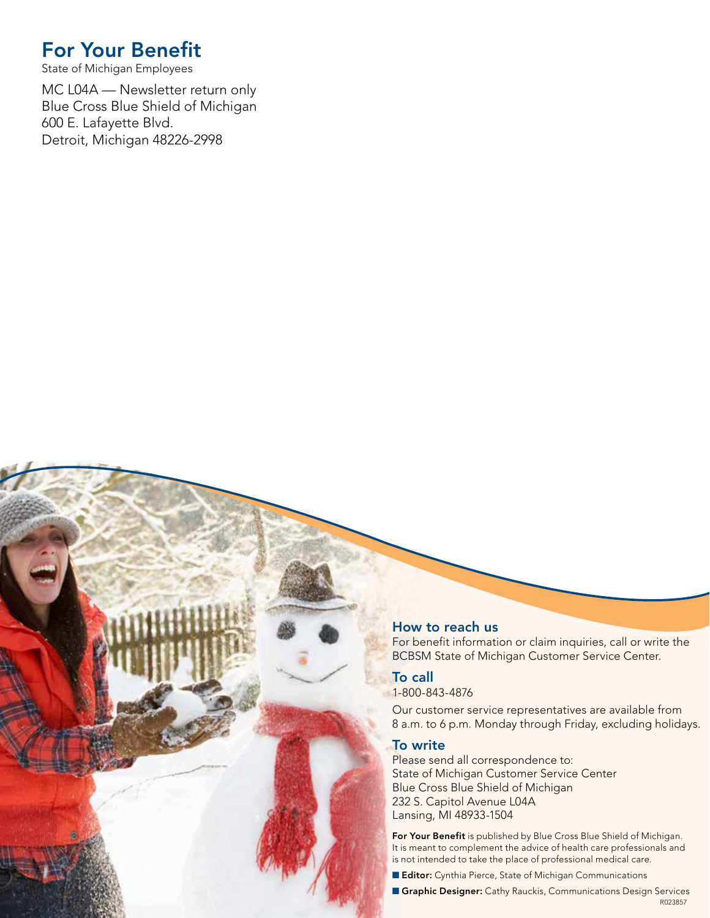# For Your Benefit

State of Michigan Employees

MC L04A — Newsletter return only
Blue Cross Blue Shield of Michigan
600 E. Lafayette Blvd.
Detroit, Michigan 48226-2998

## How to reach us

For benefit information or claim inquiries, call or write the BCBSM State of Michigan Customer Service Center.

## To call

1-800-843-4876

Our customer service representatives are available from 8 a.m. to 6 p.m. Monday through Friday, excluding holidays.

## To write

Please send all correspondence to:
State of Michigan Customer Service Center
Blue Cross Blue Shield of Michigan
232 S. Capitol Avenue L04A
Lansing, MI 48933-1504

**For Your Benefit** is published by Blue Cross Blue Shield of Michigan. It is meant to complement the advice of health care professionals and is not intended to take the place of professional medical care.

- **Editor:** Cynthia Pierce, State of Michigan Communications
- **Graphic Designer:** Cathy Rauckis, Communications Design Services

R023857